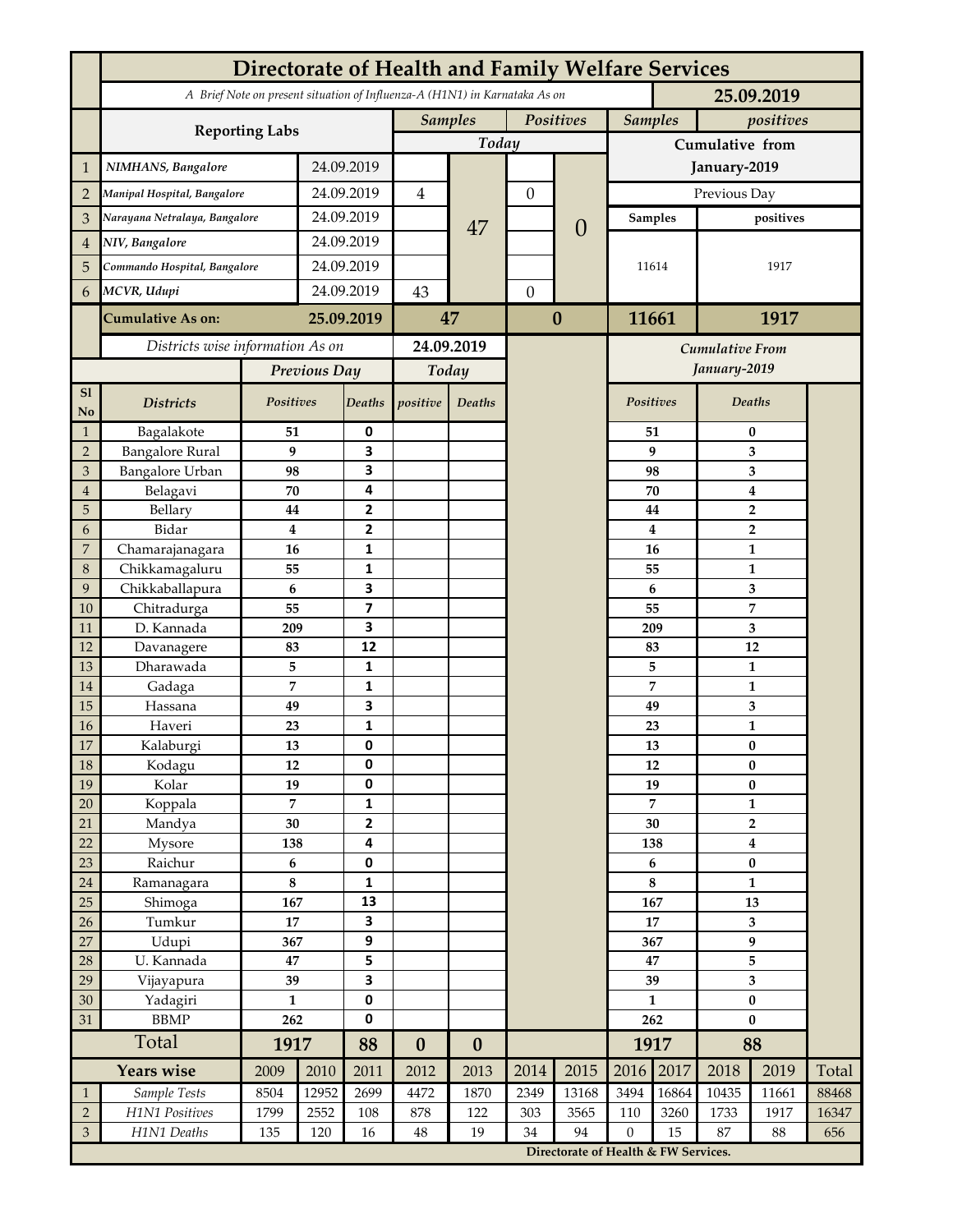# Directorate of Health and Family Welfare Services

*A Brief Note on present situation of Influenza-A (H1N1) in Karnataka As on* **25.09.2019**

| | Reporting Labs | | Samples (Today) | | Positives (Today) | | Samples (Cumulative from January-2019, Previous Day) | positives (Cumulative from January-2019, Previous Day) |
|---|---|---|---|---|---|---|---|---|
| 1 | NIMHANS, Bangalore | 24.09.2019 | | 47 | | 0 | 11614 | 1917 |
| 2 | Manipal Hospital, Bangalore | 24.09.2019 | 4 | | 0 | | | |
| 3 | Narayana Netralaya, Bangalore | 24.09.2019 | | | | | | |
| 4 | NIV, Bangalore | 24.09.2019 | | | | | | |
| 5 | Commando Hospital, Bangalore | 24.09.2019 | | | | | | |
| 6 | MCVR, Udupi | 24.09.2019 | 43 | | 0 | | | |
| | **Cumulative As on:** | **25.09.2019** | **47** | | **0** | | **11661** | **1917** |

*Districts wise information As on* **24.09.2019**

| Sl No | Districts | Previous Day Positives | Previous Day Deaths | Today positive | Today Deaths | Cumulative From January-2019 Positives | Cumulative From January-2019 Deaths |
|---|---|---|---|---|---|---|---|
| 1 | Bagalakote | 51 | 0 | | | 51 | 0 |
| 2 | Bangalore Rural | 9 | 3 | | | 9 | 3 |
| 3 | Bangalore Urban | 98 | 3 | | | 98 | 3 |
| 4 | Belagavi | 70 | 4 | | | 70 | 4 |
| 5 | Bellary | 44 | 2 | | | 44 | 2 |
| 6 | Bidar | 4 | 2 | | | 4 | 2 |
| 7 | Chamarajanagara | 16 | 1 | | | 16 | 1 |
| 8 | Chikkamagaluru | 55 | 1 | | | 55 | 1 |
| 9 | Chikkaballapura | 6 | 3 | | | 6 | 3 |
| 10 | Chitradurga | 55 | 7 | | | 55 | 7 |
| 11 | D. Kannada | 209 | 3 | | | 209 | 3 |
| 12 | Davanagere | 83 | 12 | | | 83 | 12 |
| 13 | Dharawada | 5 | 1 | | | 5 | 1 |
| 14 | Gadaga | 7 | 1 | | | 7 | 1 |
| 15 | Hassana | 49 | 3 | | | 49 | 3 |
| 16 | Haveri | 23 | 1 | | | 23 | 1 |
| 17 | Kalaburgi | 13 | 0 | | | 13 | 0 |
| 18 | Kodagu | 12 | 0 | | | 12 | 0 |
| 19 | Kolar | 19 | 0 | | | 19 | 0 |
| 20 | Koppala | 7 | 1 | | | 7 | 1 |
| 21 | Mandya | 30 | 2 | | | 30 | 2 |
| 22 | Mysore | 138 | 4 | | | 138 | 4 |
| 23 | Raichur | 6 | 0 | | | 6 | 0 |
| 24 | Ramanagara | 8 | 1 | | | 8 | 1 |
| 25 | Shimoga | 167 | 13 | | | 167 | 13 |
| 26 | Tumkur | 17 | 3 | | | 17 | 3 |
| 27 | Udupi | 367 | 9 | | | 367 | 9 |
| 28 | U. Kannada | 47 | 5 | | | 47 | 5 |
| 29 | Vijayapura | 39 | 3 | | | 39 | 3 |
| 30 | Yadagiri | 1 | 0 | | | 1 | 0 |
| 31 | BBMP | 262 | 0 | | | 262 | 0 |
| | **Total** | **1917** | **88** | **0** | **0** | **1917** | **88** |

| | Years wise | 2009 | 2010 | 2011 | 2012 | 2013 | 2014 | 2015 | 2016 | 2017 | 2018 | 2019 | Total |
|---|---|---|---|---|---|---|---|---|---|---|---|---|---|
| 1 | Sample Tests | 8504 | 12952 | 2699 | 4472 | 1870 | 2349 | 13168 | 3494 | 16864 | 10435 | 11661 | 88468 |
| 2 | H1N1 Positives | 1799 | 2552 | 108 | 878 | 122 | 303 | 3565 | 110 | 3260 | 1733 | 1917 | 16347 |
| 3 | H1N1 Deaths | 135 | 120 | 16 | 48 | 19 | 34 | 94 | 0 | 15 | 87 | 88 | 656 |

**Directorate of Health & FW Services.**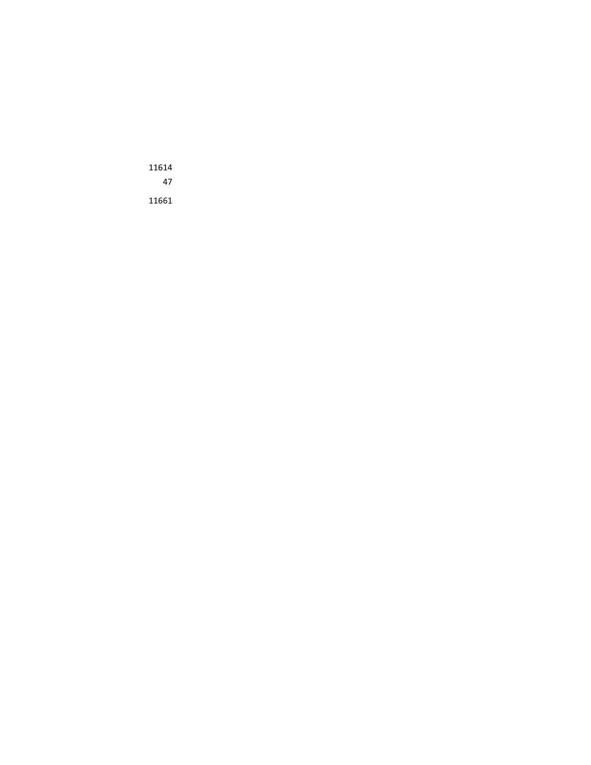11614

47

11661